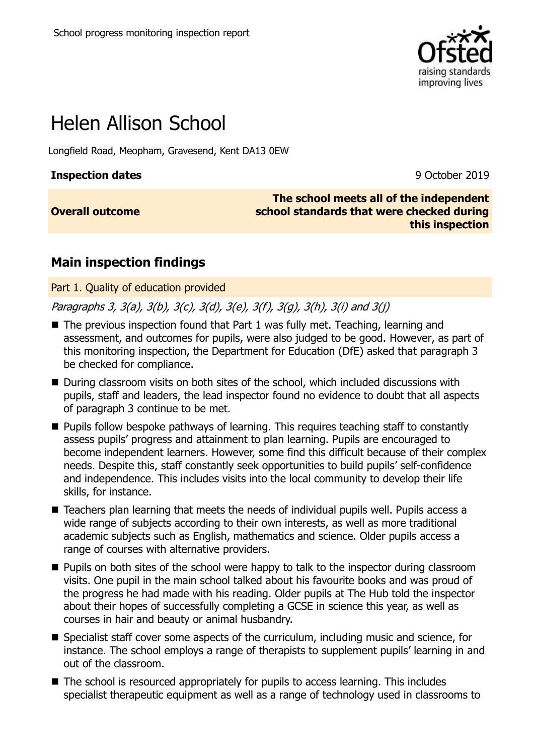# Helen Allison School

Longfield Road, Meopham, Gravesend, Kent DA13 0EW

| | |
|---|---|
| **Inspection dates** | 9 October 2019 |
| **Overall outcome** | **The school meets all of the independent school standards that were checked during this inspection** |

## Main inspection findings

### Part 1. Quality of education provided

*Paragraphs 3, 3(a), 3(b), 3(c), 3(d), 3(e), 3(f), 3(g), 3(h), 3(i) and 3(j)*

- The previous inspection found that Part 1 was fully met. Teaching, learning and assessment, and outcomes for pupils, were also judged to be good. However, as part of this monitoring inspection, the Department for Education (DfE) asked that paragraph 3 be checked for compliance.
- During classroom visits on both sites of the school, which included discussions with pupils, staff and leaders, the lead inspector found no evidence to doubt that all aspects of paragraph 3 continue to be met.
- Pupils follow bespoke pathways of learning. This requires teaching staff to constantly assess pupils' progress and attainment to plan learning. Pupils are encouraged to become independent learners. However, some find this difficult because of their complex needs. Despite this, staff constantly seek opportunities to build pupils' self-confidence and independence. This includes visits into the local community to develop their life skills, for instance.
- Teachers plan learning that meets the needs of individual pupils well. Pupils access a wide range of subjects according to their own interests, as well as more traditional academic subjects such as English, mathematics and science. Older pupils access a range of courses with alternative providers.
- Pupils on both sites of the school were happy to talk to the inspector during classroom visits. One pupil in the main school talked about his favourite books and was proud of the progress he had made with his reading. Older pupils at The Hub told the inspector about their hopes of successfully completing a GCSE in science this year, as well as courses in hair and beauty or animal husbandry.
- Specialist staff cover some aspects of the curriculum, including music and science, for instance. The school employs a range of therapists to supplement pupils' learning in and out of the classroom.
- The school is resourced appropriately for pupils to access learning. This includes specialist therapeutic equipment as well as a range of technology used in classrooms to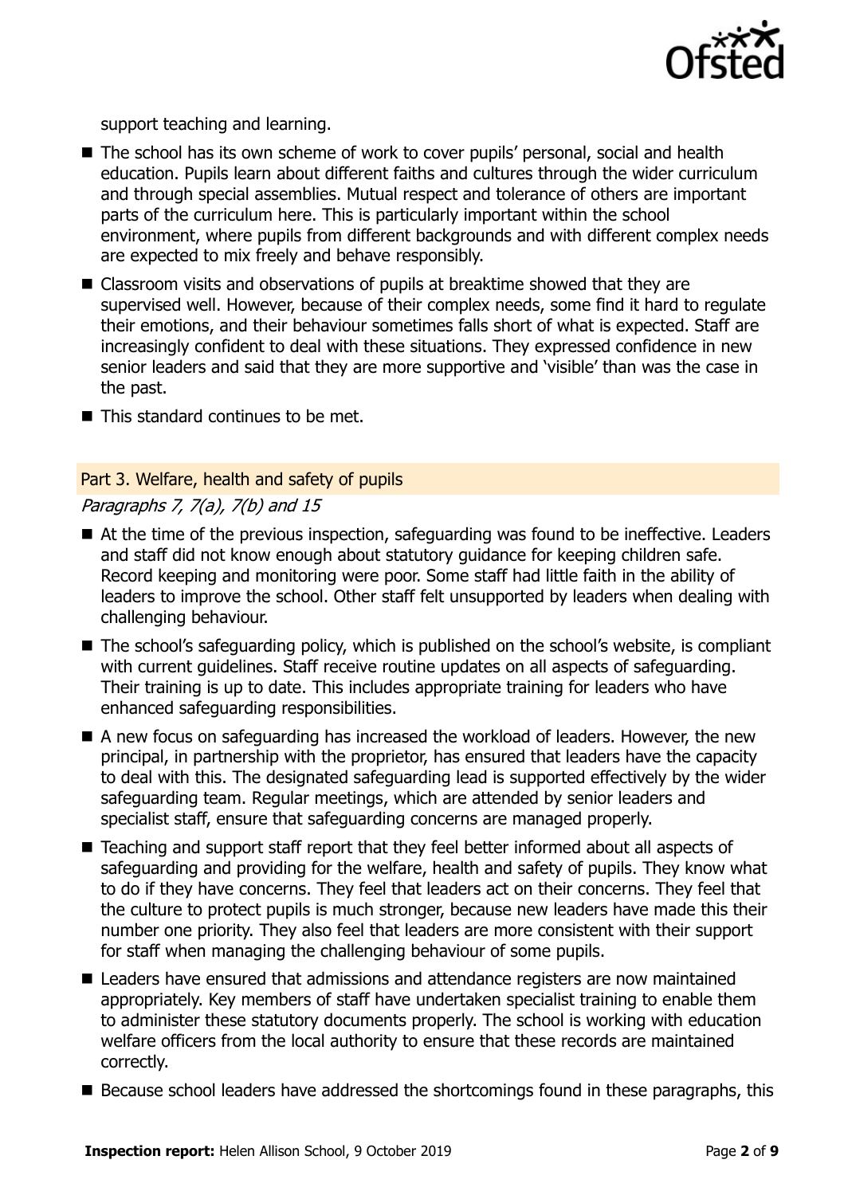support teaching and learning.

- The school has its own scheme of work to cover pupils' personal, social and health education. Pupils learn about different faiths and cultures through the wider curriculum and through special assemblies. Mutual respect and tolerance of others are important parts of the curriculum here. This is particularly important within the school environment, where pupils from different backgrounds and with different complex needs are expected to mix freely and behave responsibly.
- Classroom visits and observations of pupils at breaktime showed that they are supervised well. However, because of their complex needs, some find it hard to regulate their emotions, and their behaviour sometimes falls short of what is expected. Staff are increasingly confident to deal with these situations. They expressed confidence in new senior leaders and said that they are more supportive and 'visible' than was the case in the past.
- This standard continues to be met.

## Part 3. Welfare, health and safety of pupils

*Paragraphs 7, 7(a), 7(b) and 15*

- At the time of the previous inspection, safeguarding was found to be ineffective. Leaders and staff did not know enough about statutory guidance for keeping children safe. Record keeping and monitoring were poor. Some staff had little faith in the ability of leaders to improve the school. Other staff felt unsupported by leaders when dealing with challenging behaviour.
- The school's safeguarding policy, which is published on the school's website, is compliant with current guidelines. Staff receive routine updates on all aspects of safeguarding. Their training is up to date. This includes appropriate training for leaders who have enhanced safeguarding responsibilities.
- A new focus on safeguarding has increased the workload of leaders. However, the new principal, in partnership with the proprietor, has ensured that leaders have the capacity to deal with this. The designated safeguarding lead is supported effectively by the wider safeguarding team. Regular meetings, which are attended by senior leaders and specialist staff, ensure that safeguarding concerns are managed properly.
- Teaching and support staff report that they feel better informed about all aspects of safeguarding and providing for the welfare, health and safety of pupils. They know what to do if they have concerns. They feel that leaders act on their concerns. They feel that the culture to protect pupils is much stronger, because new leaders have made this their number one priority. They also feel that leaders are more consistent with their support for staff when managing the challenging behaviour of some pupils.
- Leaders have ensured that admissions and attendance registers are now maintained appropriately. Key members of staff have undertaken specialist training to enable them to administer these statutory documents properly. The school is working with education welfare officers from the local authority to ensure that these records are maintained correctly.
- Because school leaders have addressed the shortcomings found in these paragraphs, this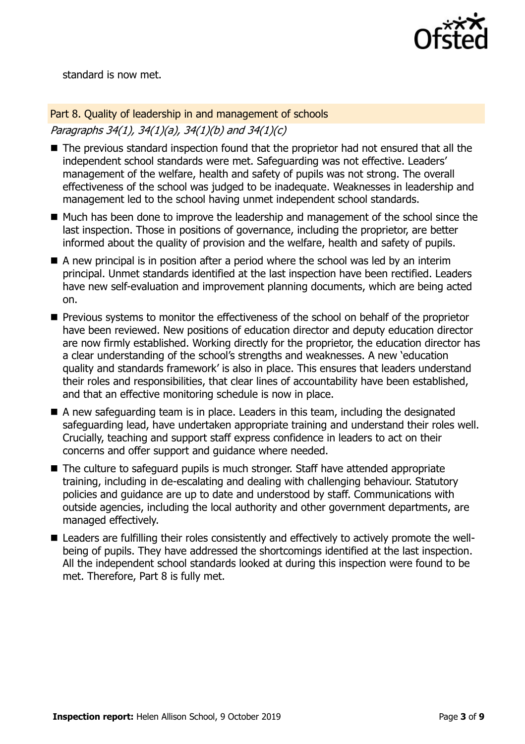standard is now met.

## Part 8. Quality of leadership in and management of schools

*Paragraphs 34(1), 34(1)(a), 34(1)(b) and 34(1)(c)*

- The previous standard inspection found that the proprietor had not ensured that all the independent school standards were met. Safeguarding was not effective. Leaders' management of the welfare, health and safety of pupils was not strong. The overall effectiveness of the school was judged to be inadequate. Weaknesses in leadership and management led to the school having unmet independent school standards.
- Much has been done to improve the leadership and management of the school since the last inspection. Those in positions of governance, including the proprietor, are better informed about the quality of provision and the welfare, health and safety of pupils.
- A new principal is in position after a period where the school was led by an interim principal. Unmet standards identified at the last inspection have been rectified. Leaders have new self-evaluation and improvement planning documents, which are being acted on.
- Previous systems to monitor the effectiveness of the school on behalf of the proprietor have been reviewed. New positions of education director and deputy education director are now firmly established. Working directly for the proprietor, the education director has a clear understanding of the school's strengths and weaknesses. A new 'education quality and standards framework' is also in place. This ensures that leaders understand their roles and responsibilities, that clear lines of accountability have been established, and that an effective monitoring schedule is now in place.
- A new safeguarding team is in place. Leaders in this team, including the designated safeguarding lead, have undertaken appropriate training and understand their roles well. Crucially, teaching and support staff express confidence in leaders to act on their concerns and offer support and guidance where needed.
- The culture to safeguard pupils is much stronger. Staff have attended appropriate training, including in de-escalating and dealing with challenging behaviour. Statutory policies and guidance are up to date and understood by staff. Communications with outside agencies, including the local authority and other government departments, are managed effectively.
- Leaders are fulfilling their roles consistently and effectively to actively promote the well-being of pupils. They have addressed the shortcomings identified at the last inspection. All the independent school standards looked at during this inspection were found to be met. Therefore, Part 8 is fully met.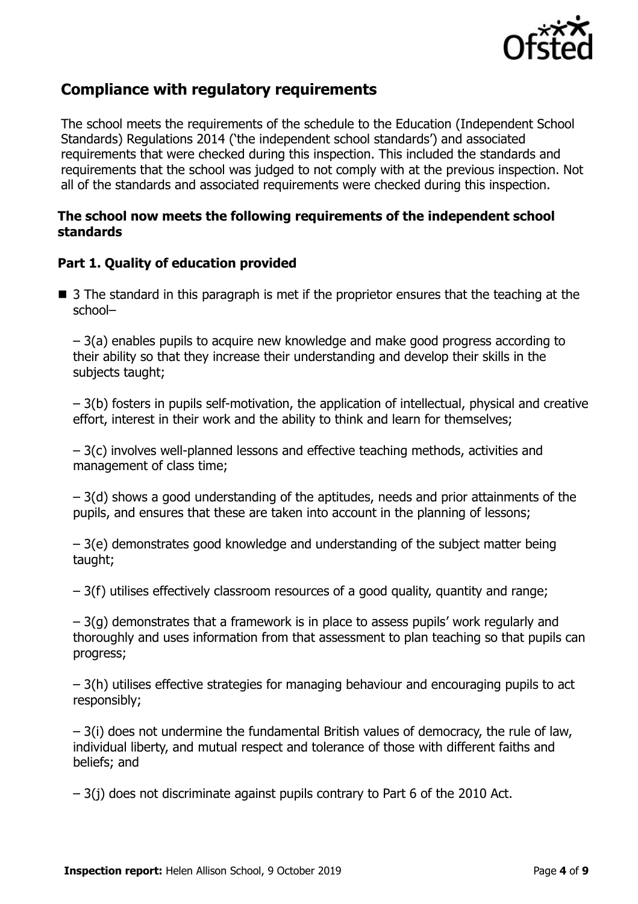## Compliance with regulatory requirements

The school meets the requirements of the schedule to the Education (Independent School Standards) Regulations 2014 ('the independent school standards') and associated requirements that were checked during this inspection. This included the standards and requirements that the school was judged to not comply with at the previous inspection. Not all of the standards and associated requirements were checked during this inspection.

### The school now meets the following requirements of the independent school standards

### Part 1. Quality of education provided

- 3 The standard in this paragraph is met if the proprietor ensures that the teaching at the school–

  – 3(a) enables pupils to acquire new knowledge and make good progress according to their ability so that they increase their understanding and develop their skills in the subjects taught;

  – 3(b) fosters in pupils self-motivation, the application of intellectual, physical and creative effort, interest in their work and the ability to think and learn for themselves;

  – 3(c) involves well-planned lessons and effective teaching methods, activities and management of class time;

  – 3(d) shows a good understanding of the aptitudes, needs and prior attainments of the pupils, and ensures that these are taken into account in the planning of lessons;

  – 3(e) demonstrates good knowledge and understanding of the subject matter being taught;

  – 3(f) utilises effectively classroom resources of a good quality, quantity and range;

  – 3(g) demonstrates that a framework is in place to assess pupils' work regularly and thoroughly and uses information from that assessment to plan teaching so that pupils can progress;

  – 3(h) utilises effective strategies for managing behaviour and encouraging pupils to act responsibly;

  – 3(i) does not undermine the fundamental British values of democracy, the rule of law, individual liberty, and mutual respect and tolerance of those with different faiths and beliefs; and

  – 3(j) does not discriminate against pupils contrary to Part 6 of the 2010 Act.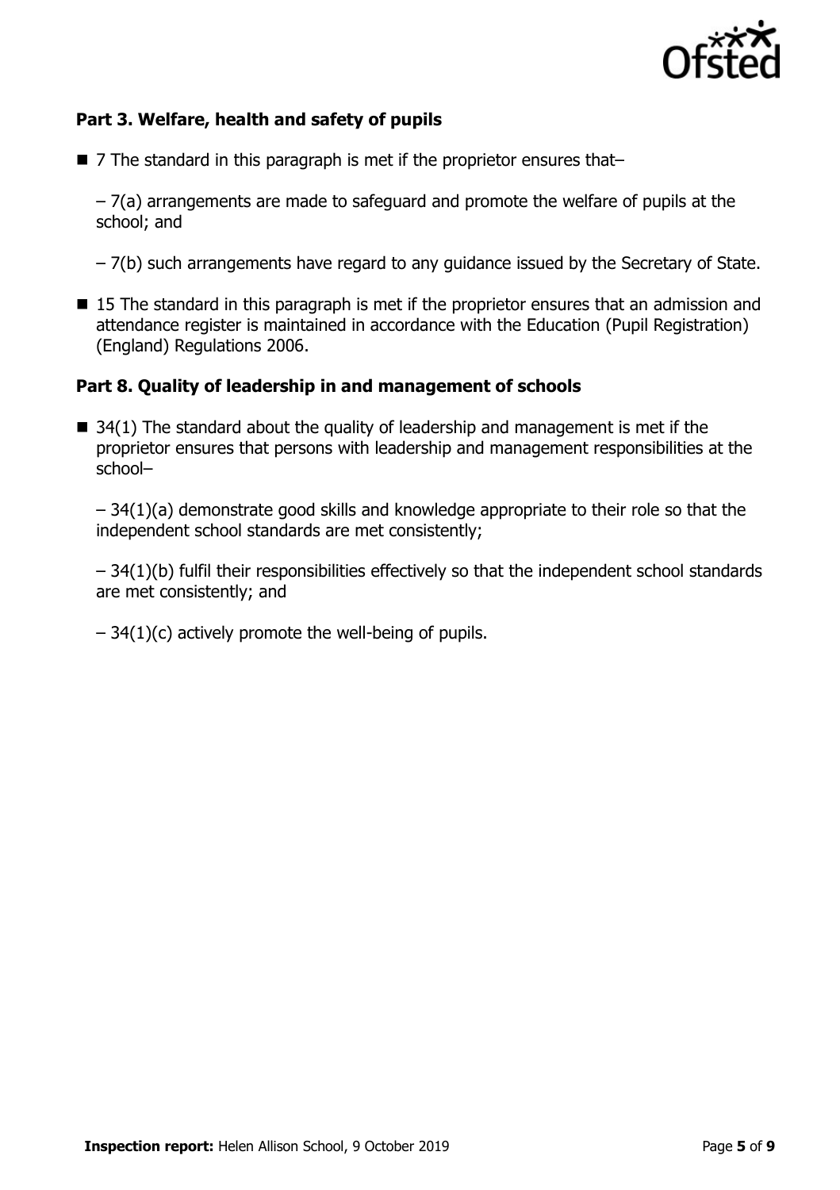### Part 3. Welfare, health and safety of pupils

- 7 The standard in this paragraph is met if the proprietor ensures that–

  – 7(a) arrangements are made to safeguard and promote the welfare of pupils at the school; and

  – 7(b) such arrangements have regard to any guidance issued by the Secretary of State.

- 15 The standard in this paragraph is met if the proprietor ensures that an admission and attendance register is maintained in accordance with the Education (Pupil Registration) (England) Regulations 2006.

### Part 8. Quality of leadership in and management of schools

- 34(1) The standard about the quality of leadership and management is met if the proprietor ensures that persons with leadership and management responsibilities at the school–

  – 34(1)(a) demonstrate good skills and knowledge appropriate to their role so that the independent school standards are met consistently;

  – 34(1)(b) fulfil their responsibilities effectively so that the independent school standards are met consistently; and

  – 34(1)(c) actively promote the well-being of pupils.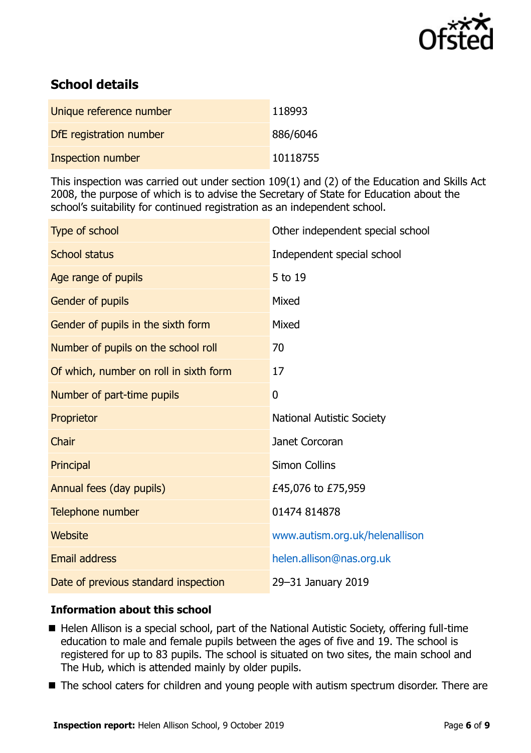## School details

| | |
|---|---|
| Unique reference number | 118993 |
| DfE registration number | 886/6046 |
| Inspection number | 10118755 |

This inspection was carried out under section 109(1) and (2) of the Education and Skills Act 2008, the purpose of which is to advise the Secretary of State for Education about the school's suitability for continued registration as an independent school.

| | |
|---|---|
| Type of school | Other independent special school |
| School status | Independent special school |
| Age range of pupils | 5 to 19 |
| Gender of pupils | Mixed |
| Gender of pupils in the sixth form | Mixed |
| Number of pupils on the school roll | 70 |
| Of which, number on roll in sixth form | 17 |
| Number of part-time pupils | 0 |
| Proprietor | National Autistic Society |
| Chair | Janet Corcoran |
| Principal | Simon Collins |
| Annual fees (day pupils) | £45,076 to £75,959 |
| Telephone number | 01474 814878 |
| Website | www.autism.org.uk/helenallison |
| Email address | helen.allison@nas.org.uk |
| Date of previous standard inspection | 29–31 January 2019 |

### Information about this school

- Helen Allison is a special school, part of the National Autistic Society, offering full-time education to male and female pupils between the ages of five and 19. The school is registered for up to 83 pupils. The school is situated on two sites, the main school and The Hub, which is attended mainly by older pupils.
- The school caters for children and young people with autism spectrum disorder. There are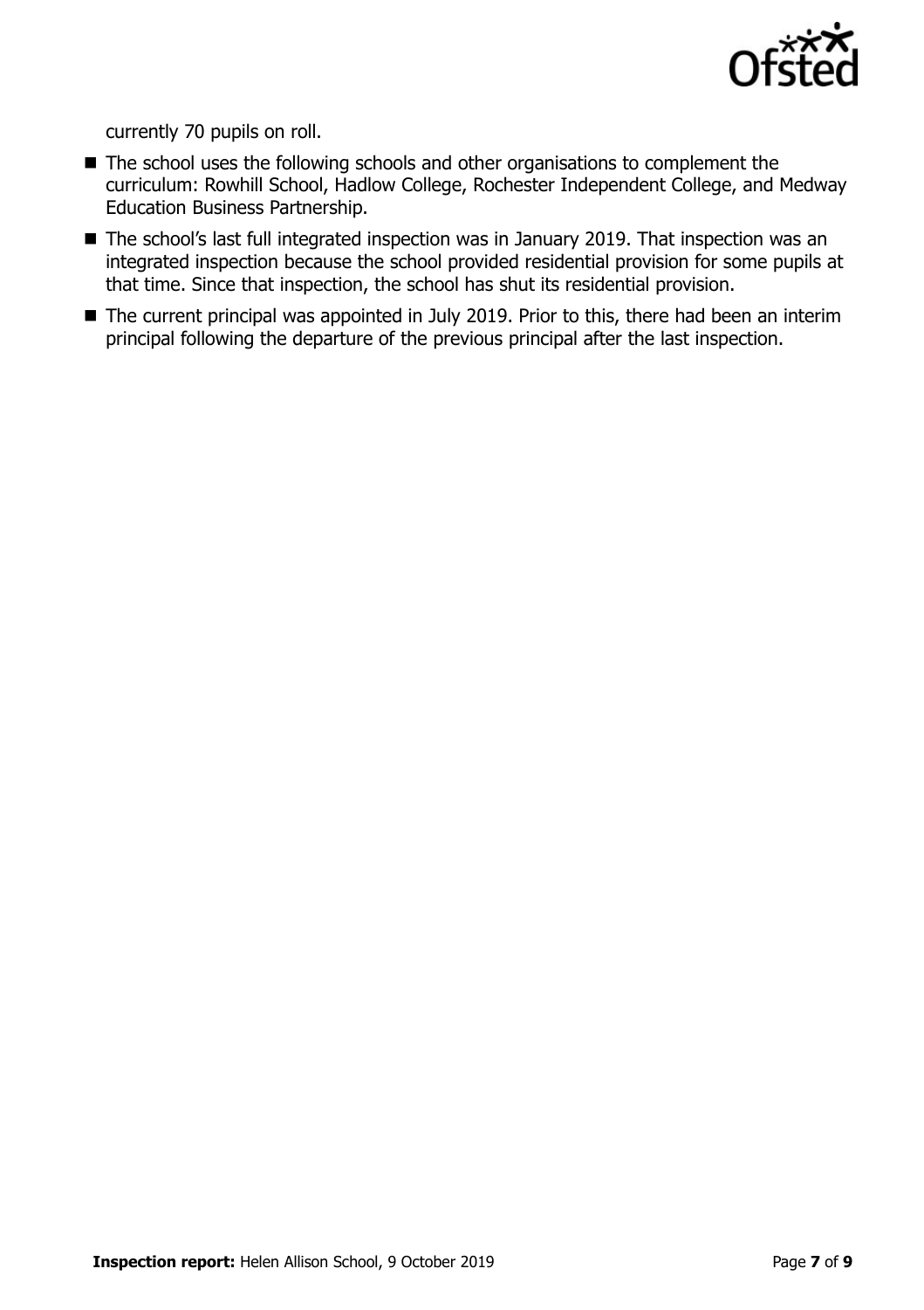currently 70 pupils on roll.

- The school uses the following schools and other organisations to complement the curriculum: Rowhill School, Hadlow College, Rochester Independent College, and Medway Education Business Partnership.
- The school's last full integrated inspection was in January 2019. That inspection was an integrated inspection because the school provided residential provision for some pupils at that time. Since that inspection, the school has shut its residential provision.
- The current principal was appointed in July 2019. Prior to this, there had been an interim principal following the departure of the previous principal after the last inspection.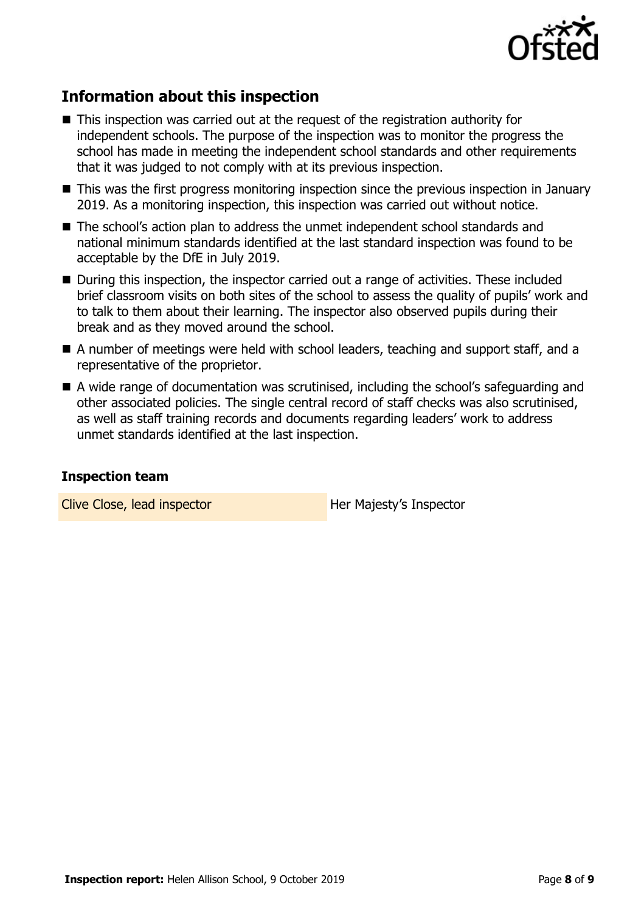## Information about this inspection

- This inspection was carried out at the request of the registration authority for independent schools. The purpose of the inspection was to monitor the progress the school has made in meeting the independent school standards and other requirements that it was judged to not comply with at its previous inspection.
- This was the first progress monitoring inspection since the previous inspection in January 2019. As a monitoring inspection, this inspection was carried out without notice.
- The school's action plan to address the unmet independent school standards and national minimum standards identified at the last standard inspection was found to be acceptable by the DfE in July 2019.
- During this inspection, the inspector carried out a range of activities. These included brief classroom visits on both sites of the school to assess the quality of pupils' work and to talk to them about their learning. The inspector also observed pupils during their break and as they moved around the school.
- A number of meetings were held with school leaders, teaching and support staff, and a representative of the proprietor.
- A wide range of documentation was scrutinised, including the school's safeguarding and other associated policies. The single central record of staff checks was also scrutinised, as well as staff training records and documents regarding leaders' work to address unmet standards identified at the last inspection.

### Inspection team

| | |
|---|---|
| Clive Close, lead inspector | Her Majesty's Inspector |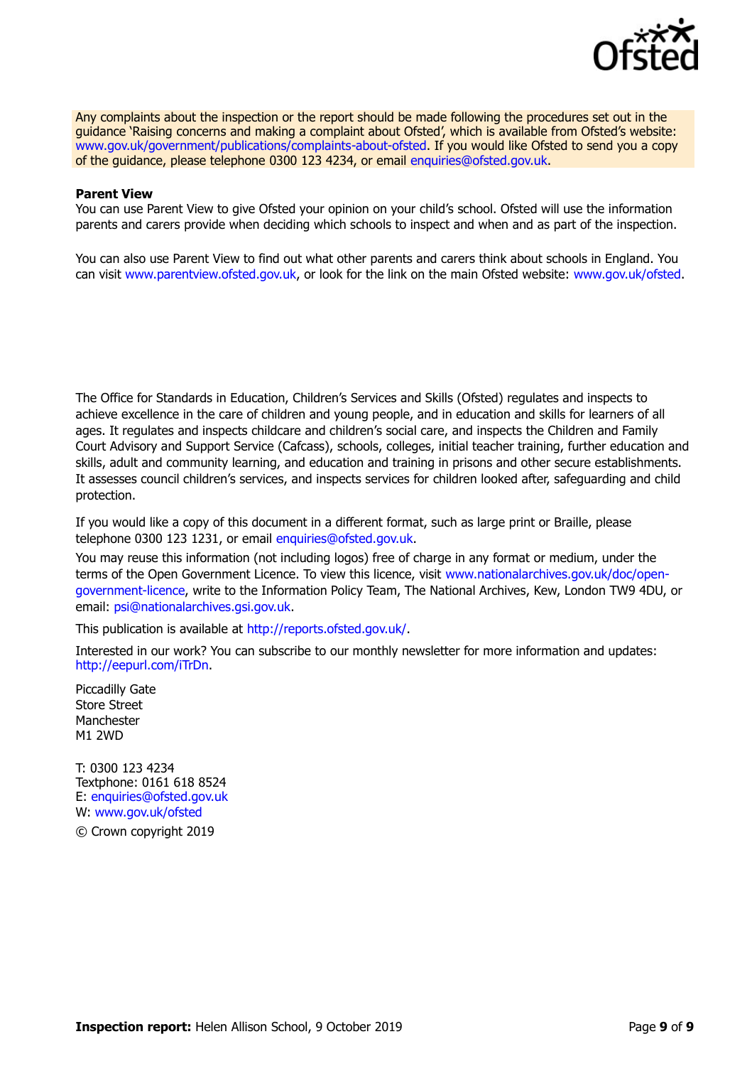Any complaints about the inspection or the report should be made following the procedures set out in the guidance 'Raising concerns and making a complaint about Ofsted', which is available from Ofsted's website: www.gov.uk/government/publications/complaints-about-ofsted. If you would like Ofsted to send you a copy of the guidance, please telephone 0300 123 4234, or email enquiries@ofsted.gov.uk.

**Parent View**
You can use Parent View to give Ofsted your opinion on your child's school. Ofsted will use the information parents and carers provide when deciding which schools to inspect and when and as part of the inspection.

You can also use Parent View to find out what other parents and carers think about schools in England. You can visit www.parentview.ofsted.gov.uk, or look for the link on the main Ofsted website: www.gov.uk/ofsted.

The Office for Standards in Education, Children's Services and Skills (Ofsted) regulates and inspects to achieve excellence in the care of children and young people, and in education and skills for learners of all ages. It regulates and inspects childcare and children's social care, and inspects the Children and Family Court Advisory and Support Service (Cafcass), schools, colleges, initial teacher training, further education and skills, adult and community learning, and education and training in prisons and other secure establishments. It assesses council children's services, and inspects services for children looked after, safeguarding and child protection.

If you would like a copy of this document in a different format, such as large print or Braille, please telephone 0300 123 1231, or email enquiries@ofsted.gov.uk.

You may reuse this information (not including logos) free of charge in any format or medium, under the terms of the Open Government Licence. To view this licence, visit www.nationalarchives.gov.uk/doc/open-government-licence, write to the Information Policy Team, The National Archives, Kew, London TW9 4DU, or email: psi@nationalarchives.gsi.gov.uk.

This publication is available at http://reports.ofsted.gov.uk/.

Interested in our work? You can subscribe to our monthly newsletter for more information and updates: http://eepurl.com/iTrDn.

Piccadilly Gate
Store Street
Manchester
M1 2WD

T: 0300 123 4234
Textphone: 0161 618 8524
E: enquiries@ofsted.gov.uk
W: www.gov.uk/ofsted

© Crown copyright 2019